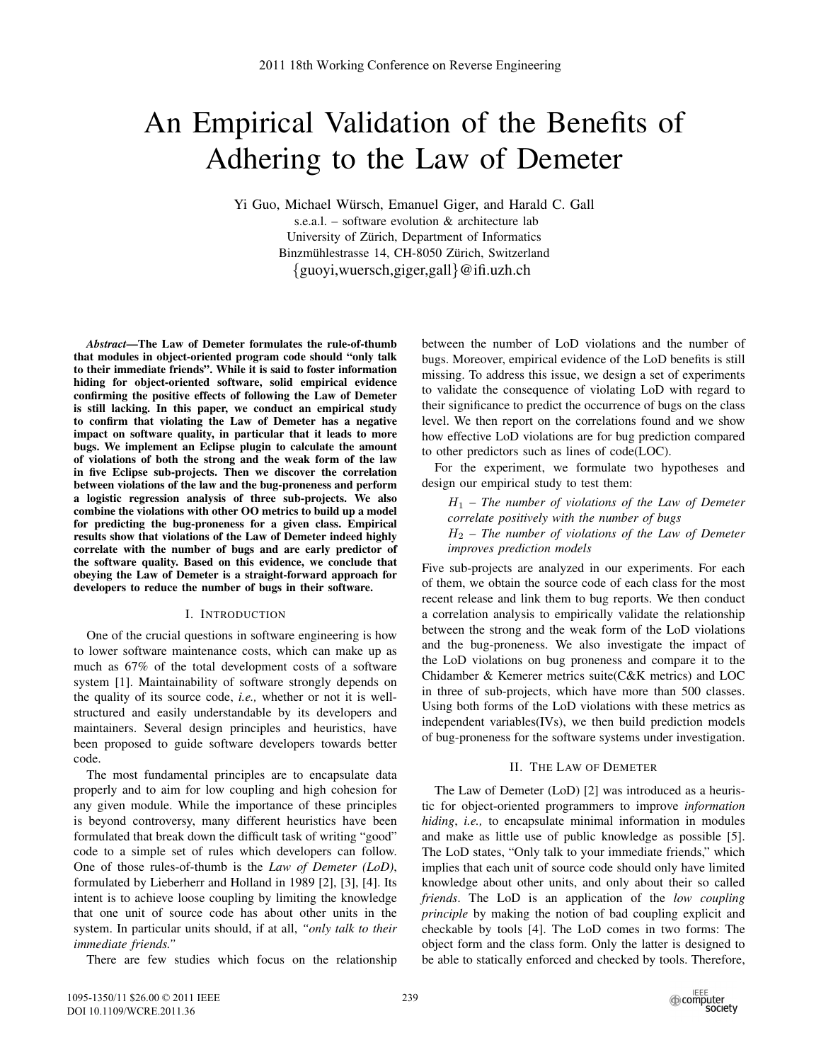# An Empirical Validation of the Benefits of Adhering to the Law of Demeter

Yi Guo, Michael Würsch, Emanuel Giger, and Harald C. Gall
s.e.a.l. – software evolution & architecture lab
University of Zürich, Department of Informatics
Binzmühlestrasse 14, CH-8050 Zürich, Switzerland
{guoyi,wuersch,giger,gall}@ifi.uzh.ch

***Abstract*—The Law of Demeter formulates the rule-of-thumb that modules in object-oriented program code should "only talk to their immediate friends". While it is said to foster information hiding for object-oriented software, solid empirical evidence confirming the positive effects of following the Law of Demeter is still lacking. In this paper, we conduct an empirical study to confirm that violating the Law of Demeter has a negative impact on software quality, in particular that it leads to more bugs. We implement an Eclipse plugin to calculate the amount of violations of both the strong and the weak form of the law in five Eclipse sub-projects. Then we discover the correlation between violations of the law and the bug-proneness and perform a logistic regression analysis of three sub-projects. We also combine the violations with other OO metrics to build up a model for predicting the bug-proneness for a given class. Empirical results show that violations of the Law of Demeter indeed highly correlate with the number of bugs and are early predictor of the software quality. Based on this evidence, we conclude that obeying the Law of Demeter is a straight-forward approach for developers to reduce the number of bugs in their software.**

## I. Introduction

One of the crucial questions in software engineering is how to lower software maintenance costs, which can make up as much as 67% of the total development costs of a software system [1]. Maintainability of software strongly depends on the quality of its source code, *i.e.,* whether or not it is well-structured and easily understandable by its developers and maintainers. Several design principles and heuristics, have been proposed to guide software developers towards better code.

The most fundamental principles are to encapsulate data properly and to aim for low coupling and high cohesion for any given module. While the importance of these principles is beyond controversy, many different heuristics have been formulated that break down the difficult task of writing "good" code to a simple set of rules which developers can follow. One of those rules-of-thumb is the *Law of Demeter (LoD)*, formulated by Lieberherr and Holland in 1989 [2], [3], [4]. Its intent is to achieve loose coupling by limiting the knowledge that one unit of source code has about other units in the system. In particular units should, if at all, *"only talk to their immediate friends."*

There are few studies which focus on the relationship between the number of LoD violations and the number of bugs. Moreover, empirical evidence of the LoD benefits is still missing. To address this issue, we design a set of experiments to validate the consequence of violating LoD with regard to their significance to predict the occurrence of bugs on the class level. We then report on the correlations found and we show how effective LoD violations are for bug prediction compared to other predictors such as lines of code(LOC).

For the experiment, we formulate two hypotheses and design our empirical study to test them:

> $H_1$ – *The number of violations of the Law of Demeter correlate positively with the number of bugs*
> $H_2$ – *The number of violations of the Law of Demeter improves prediction models*

Five sub-projects are analyzed in our experiments. For each of them, we obtain the source code of each class for the most recent release and link them to bug reports. We then conduct a correlation analysis to empirically validate the relationship between the strong and the weak form of the LoD violations and the bug-proneness. We also investigate the impact of the LoD violations on bug proneness and compare it to the Chidamber & Kemerer metrics suite(C&K metrics) and LOC in three of sub-projects, which have more than 500 classes. Using both forms of the LoD violations with these metrics as independent variables(IVs), we then build prediction models of bug-proneness for the software systems under investigation.

## II. The Law of Demeter

The Law of Demeter (LoD) [2] was introduced as a heuristic for object-oriented programmers to improve *information hiding*, *i.e.,* to encapsulate minimal information in modules and make as little use of public knowledge as possible [5]. The LoD states, "Only talk to your immediate friends," which implies that each unit of source code should only have limited knowledge about other units, and only about their so called *friends*. The LoD is an application of the *low coupling principle* by making the notion of bad coupling explicit and checkable by tools [4]. The LoD comes in two forms: The object form and the class form. Only the latter is designed to be able to statically enforced and checked by tools. Therefore,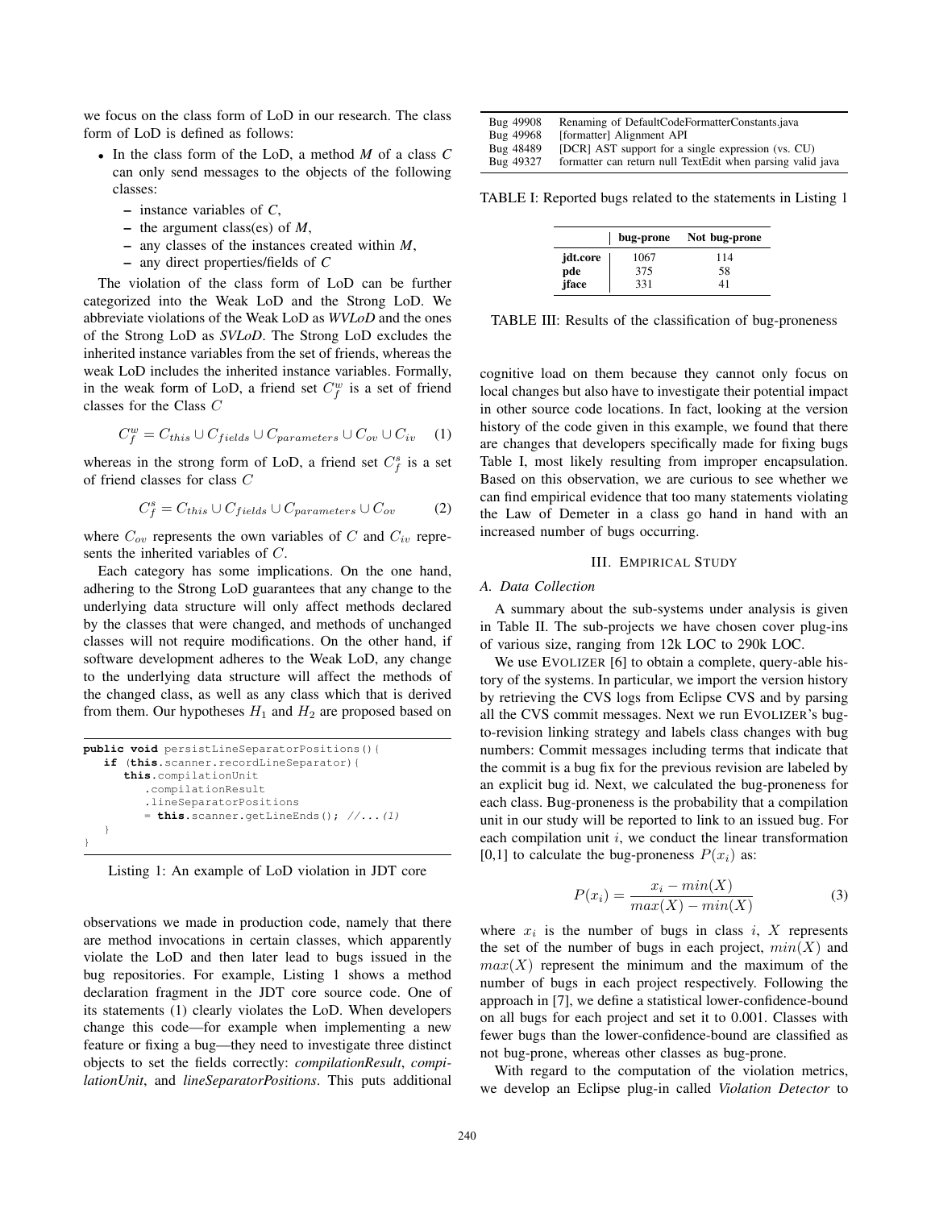we focus on the class form of LoD in our research. The class form of LoD is defined as follows:

- In the class form of the LoD, a method *M* of a class *C* can only send messages to the objects of the following classes:
  - instance variables of *C*,
  - the argument class(es) of *M*,
  - any classes of the instances created within *M*,
  - any direct properties/fields of *C*

The violation of the class form of LoD can be further categorized into the Weak LoD and the Strong LoD. We abbreviate violations of the Weak LoD as *WVLoD* and the ones of the Strong LoD as *SVLoD*. The Strong LoD excludes the inherited instance variables from the set of friends, whereas the weak LoD includes the inherited instance variables. Formally, in the weak form of LoD, a friend set $C_f^w$ is a set of friend classes for the Class $C$

$$C_f^w = C_{this} \cup C_{fields} \cup C_{parameters} \cup C_{ov} \cup C_{iv} \quad (1)$$

whereas in the strong form of LoD, a friend set $C_f^s$ is a set of friend classes for class $C$

$$C_f^s = C_{this} \cup C_{fields} \cup C_{parameters} \cup C_{ov} \quad (2)$$

where $C_{ov}$ represents the own variables of $C$ and $C_{iv}$ represents the inherited variables of $C$.

Each category has some implications. On the one hand, adhering to the Strong LoD guarantees that any change to the underlying data structure will only affect methods declared by the classes that were changed, and methods of unchanged classes will not require modifications. On the other hand, if software development adheres to the Weak LoD, any change to the underlying data structure will affect the methods of the changed class, as well as any class which that is derived from them. Our hypotheses $H_1$ and $H_2$ are proposed based on

```
public void persistLineSeparatorPositions(){
   if (this.scanner.recordLineSeparator){
      this.compilationUnit
         .compilationResult
         .lineSeparatorPositions
         = this.scanner.getLineEnds(); //...(1)
   }
}
```

Listing 1: An example of LoD violation in JDT core

observations we made in production code, namely that there are method invocations in certain classes, which apparently violate the LoD and then later lead to bugs issued in the bug repositories. For example, Listing 1 shows a method declaration fragment in the JDT core source code. One of its statements (1) clearly violates the LoD. When developers change this code—for example when implementing a new feature or fixing a bug—they need to investigate three distinct objects to set the fields correctly: *compilationResult*, *compilationUnit*, and *lineSeparatorPositions*. This puts additional cognitive load on them because they cannot only focus on local changes but also have to investigate their potential impact in other source code locations. In fact, looking at the version history of the code given in this example, we found that there are changes that developers specifically made for fixing bugs Table I, most likely resulting from improper encapsulation. Based on this observation, we are curious to see whether we can find empirical evidence that too many statements violating the Law of Demeter in a class go hand in hand with an increased number of bugs occurring.

| | |
|---|---|
| Bug 49908 | Renaming of DefaultCodeFormatterConstants.java |
| Bug 49968 | [formatter] Alignment API |
| Bug 48489 | [DCR] AST support for a single expression (vs. CU) |
| Bug 49327 | formatter can return null TextEdit when parsing valid java |

TABLE I: Reported bugs related to the statements in Listing 1

| | bug-prone | Not bug-prone |
|---|---|---|
| **jdt.core** | 1067 | 114 |
| **pde** | 375 | 58 |
| **jface** | 331 | 41 |

TABLE III: Results of the classification of bug-proneness

## III. Empirical Study

### A. Data Collection

A summary about the sub-systems under analysis is given in Table II. The sub-projects we have chosen cover plug-ins of various size, ranging from 12k LOC to 290k LOC.

We use EVOLIZER [6] to obtain a complete, query-able history of the systems. In particular, we import the version history by retrieving the CVS logs from Eclipse CVS and by parsing all the CVS commit messages. Next we run EVOLIZER's bug-to-revision linking strategy and labels class changes with bug numbers: Commit messages including terms that indicate that the commit is a bug fix for the previous revision are labeled by an explicit bug id. Next, we calculated the bug-proneness for each class. Bug-proneness is the probability that a compilation unit in our study will be reported to link to an issued bug. For each compilation unit $i$, we conduct the linear transformation [0,1] to calculate the bug-proneness $P(x_i)$ as:

$$P(x_i) = \frac{x_i - min(X)}{max(X) - min(X)} \quad (3)$$

where $x_i$ is the number of bugs in class $i$, $X$ represents the set of the number of bugs in each project, $min(X)$ and $max(X)$ represent the minimum and the maximum of the number of bugs in each project respectively. Following the approach in [7], we define a statistical lower-confidence-bound on all bugs for each project and set it to 0.001. Classes with fewer bugs than the lower-confidence-bound are classified as not bug-prone, whereas other classes as bug-prone.

With regard to the computation of the violation metrics, we develop an Eclipse plug-in called *Violation Detector* to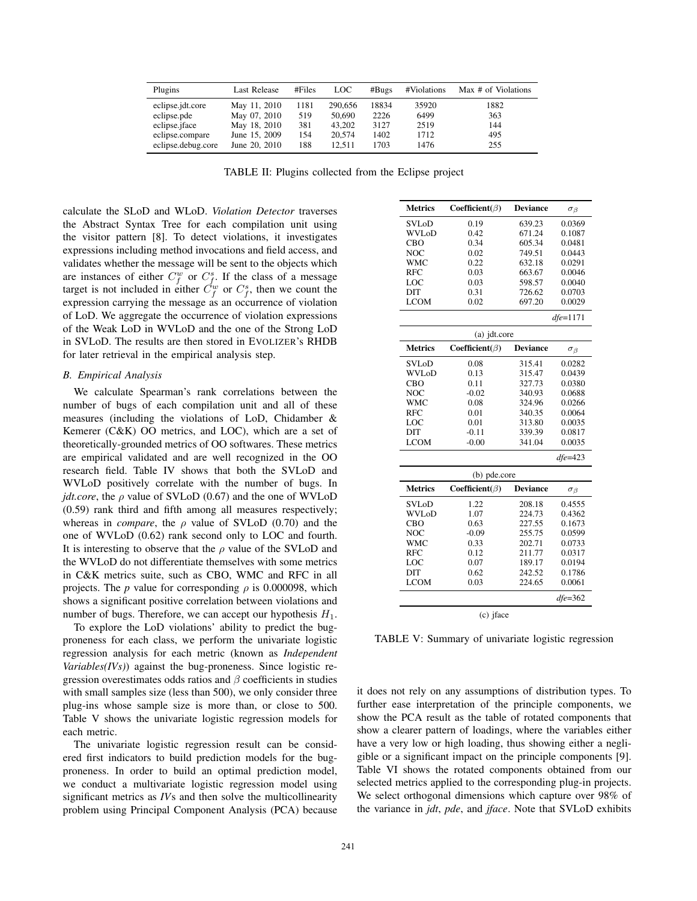| Plugins | Last Release | #Files | LOC | #Bugs | #Violations | Max # of Violations |
|---|---|---|---|---|---|---|
| eclipse.jdt.core | May 11, 2010 | 1181 | 290,656 | 18834 | 35920 | 1882 |
| eclipse.pde | May 07, 2010 | 519 | 50,690 | 2226 | 6499 | 363 |
| eclipse.jface | May 18, 2010 | 381 | 43,202 | 3127 | 2519 | 144 |
| eclipse.compare | June 15, 2009 | 154 | 20,574 | 1402 | 1712 | 495 |
| eclipse.debug.core | June 20, 2010 | 188 | 12,511 | 1703 | 1476 | 255 |

TABLE II: Plugins collected from the Eclipse project

calculate the SLoD and WLoD. *Violation Detector* traverses the Abstract Syntax Tree for each compilation unit using the visitor pattern [8]. To detect violations, it investigates expressions including method invocations and field access, and validates whether the message will be sent to the objects which are instances of either $C_f^w$ or $C_f^s$. If the class of a message target is not included in either $C_f^w$ or $C_f^s$, then we count the expression carrying the message as an occurrence of violation of LoD. We aggregate the occurrence of violation expressions of the Weak LoD in WVLoD and the one of the Strong LoD in SVLoD. The results are then stored in EVOLIZER's RHDB for later retrieval in the empirical analysis step.

### B. Empirical Analysis

We calculate Spearman's rank correlations between the number of bugs of each compilation unit and all of these measures (including the violations of LoD, Chidamber & Kemerer (C&K) OO metrics, and LOC), which are a set of theoretically-grounded metrics of OO softwares. These metrics are empirical validated and are well recognized in the OO research field. Table IV shows that both the SVLoD and WVLoD positively correlate with the number of bugs. In *jdt.core*, the $\rho$ value of SVLoD (0.67) and the one of WVLoD (0.59) rank third and fifth among all measures respectively; whereas in *compare*, the $\rho$ value of SVLoD (0.70) and the one of WVLoD (0.62) rank second only to LOC and fourth. It is interesting to observe that the $\rho$ value of the SVLoD and the WVLoD do not differentiate themselves with some metrics in C&K metrics suite, such as CBO, WMC and RFC in all projects. The *p* value for corresponding $\rho$ is 0.000098, which shows a significant positive correlation between violations and number of bugs. Therefore, we can accept our hypothesis $H_1$.

To explore the LoD violations' ability to predict the bug-proneness for each class, we perform the univariate logistic regression analysis for each metric (known as *Independent Variables(IVs)*) against the bug-proneness. Since logistic regression overestimates odds ratios and $\beta$ coefficients in studies with small samples size (less than 500), we only consider three plug-ins whose sample size is more than, or close to 500. Table V shows the univariate logistic regression models for each metric.

The univariate logistic regression result can be considered first indicators to build prediction models for the bug-proneness. In order to build an optimal prediction model, we conduct a multivariate logistic regression model using significant metrics as *IV*s and then solve the multicollinearity problem using Principal Component Analysis (PCA) because it does not rely on any assumptions of distribution types. To further ease interpretation of the principle components, we show the PCA result as the table of rotated components that show a clearer pattern of loadings, where the variables either have a very low or high loading, thus showing either a negligible or a significant impact on the principle components [9]. Table VI shows the rotated components obtained from our selected metrics applied to the corresponding plug-in projects. We select orthogonal dimensions which capture over 98% of the variance in *jdt*, *pde*, and *jface*. Note that SVLoD exhibits

| Metrics | Coefficient($\beta$) | Deviance | $\sigma_\beta$ |
|---|---|---|---|
| SVLoD | 0.19 | 639.23 | 0.0369 |
| WVLoD | 0.42 | 671.24 | 0.1087 |
| CBO | 0.34 | 605.34 | 0.0481 |
| NOC | 0.02 | 749.51 | 0.0443 |
| WMC | 0.22 | 632.18 | 0.0291 |
| RFC | 0.03 | 663.67 | 0.0046 |
| LOC | 0.03 | 598.57 | 0.0040 |
| DIT | 0.31 | 726.62 | 0.0703 |
| LCOM | 0.02 | 697.20 | 0.0029 |
| | | | *dfe*=1171 |

(a) jdt.core

| Metrics | Coefficient($\beta$) | Deviance | $\sigma_\beta$ |
|---|---|---|---|
| SVLoD | 0.08 | 315.41 | 0.0282 |
| WVLoD | 0.13 | 315.47 | 0.0439 |
| CBO | 0.11 | 327.73 | 0.0380 |
| NOC | -0.02 | 340.93 | 0.0688 |
| WMC | 0.08 | 324.96 | 0.0266 |
| RFC | 0.01 | 340.35 | 0.0064 |
| LOC | 0.01 | 313.80 | 0.0035 |
| DIT | -0.11 | 339.39 | 0.0817 |
| LCOM | -0.00 | 341.04 | 0.0035 |
| | | | *dfe*=423 |

(b) pde.core

| Metrics | Coefficient($\beta$) | Deviance | $\sigma_\beta$ |
|---|---|---|---|
| SVLoD | 1.22 | 208.18 | 0.4555 |
| WVLoD | 1.07 | 224.73 | 0.4362 |
| CBO | 0.63 | 227.55 | 0.1673 |
| NOC | -0.09 | 255.75 | 0.0599 |
| WMC | 0.33 | 202.71 | 0.0733 |
| RFC | 0.12 | 211.77 | 0.0317 |
| LOC | 0.07 | 189.17 | 0.0194 |
| DIT | 0.62 | 242.52 | 0.1786 |
| LCOM | 0.03 | 224.65 | 0.0061 |
| | | | *dfe*=362 |

(c) jface

TABLE V: Summary of univariate logistic regression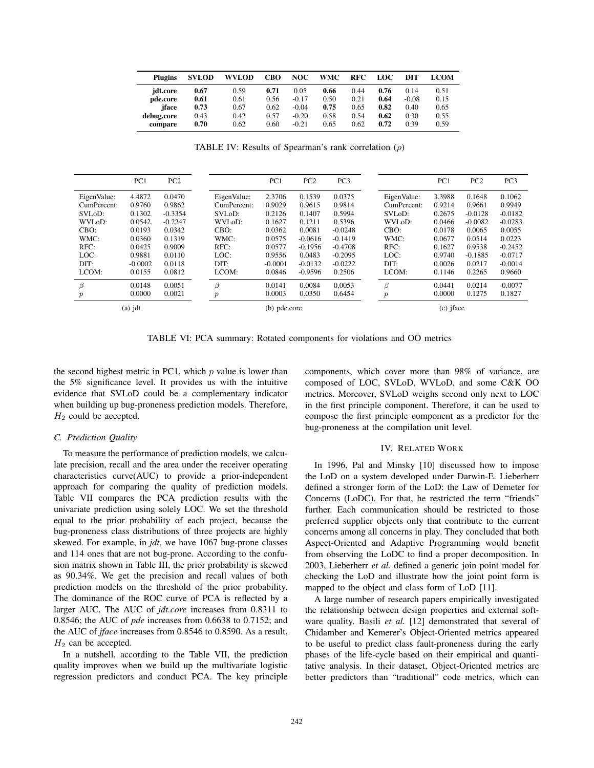| Plugins | SVLOD | WVLOD | CBO | NOC | WMC | RFC | LOC | DIT | LCOM |
|---|---|---|---|---|---|---|---|---|---|
| jdt.core | **0.67** | 0.59 | **0.71** | 0.05 | **0.66** | 0.44 | **0.76** | 0.14 | 0.51 |
| pde.core | **0.61** | 0.61 | 0.56 | -0.17 | 0.50 | 0.21 | **0.64** | -0.08 | 0.15 |
| jface | **0.73** | 0.67 | 0.62 | -0.04 | **0.75** | 0.65 | **0.82** | 0.40 | 0.65 |
| debug.core | 0.43 | 0.42 | 0.57 | -0.20 | 0.58 | 0.54 | **0.62** | 0.30 | 0.55 |
| compare | **0.70** | 0.62 | 0.60 | -0.21 | 0.65 | 0.62 | **0.72** | 0.39 | 0.59 |

TABLE IV: Results of Spearman's rank correlation ($\rho$)

| | PC1 | PC2 |
|---|---|---|
| EigenValue: | 4.4872 | 0.0470 |
| CumPercent: | 0.9760 | 0.9862 |
| SVLoD: | 0.1302 | -0.3354 |
| WVLoD: | 0.0542 | -0.2247 |
| CBO: | 0.0193 | 0.0342 |
| WMC: | 0.0360 | 0.1319 |
| RFC: | 0.0425 | 0.9009 |
| LOC: | 0.9881 | 0.0110 |
| DIT: | -0.0002 | 0.0118 |
| LCOM: | 0.0155 | 0.0812 |
| $\beta$ | 0.0148 | 0.0051 |
| $p$ | 0.0000 | 0.0021 |

(a) jdt

| | PC1 | PC2 | PC3 |
|---|---|---|---|
| EigenValue: | 2.3706 | 0.1539 | 0.0375 |
| CumPercent: | 0.9029 | 0.9615 | 0.9814 |
| SVLoD: | 0.2126 | 0.1407 | 0.5994 |
| WVLoD: | 0.1627 | 0.1211 | 0.5396 |
| CBO: | 0.0362 | 0.0081 | -0.0248 |
| WMC: | 0.0575 | -0.0616 | -0.1419 |
| RFC: | 0.0577 | -0.1956 | -0.4708 |
| LOC: | 0.9556 | 0.0483 | -0.2095 |
| DIT: | -0.0001 | -0.0132 | -0.0222 |
| LCOM: | 0.0846 | -0.9596 | 0.2506 |
| $\beta$ | 0.0141 | 0.0084 | 0.0053 |
| $p$ | 0.0003 | 0.0350 | 0.6454 |

(b) pde.core

| | PC1 | PC2 | PC3 |
|---|---|---|---|
| EigenValue: | 3.3988 | 0.1648 | 0.1062 |
| CumPercent: | 0.9214 | 0.9661 | 0.9949 |
| SVLoD: | 0.2675 | -0.0128 | -0.0182 |
| WVLoD: | 0.0466 | -0.0082 | -0.0283 |
| CBO: | 0.0178 | 0.0065 | 0.0055 |
| WMC: | 0.0677 | 0.0514 | 0.0223 |
| RFC: | 0.1627 | 0.9538 | -0.2452 |
| LOC: | 0.9740 | -0.1885 | -0.0717 |
| DIT: | 0.0026 | 0.0217 | -0.0014 |
| LCOM: | 0.1146 | 0.2265 | 0.9660 |
| $\beta$ | 0.0441 | 0.0214 | -0.0077 |
| $p$ | 0.0000 | 0.1275 | 0.1827 |

(c) jface

TABLE VI: PCA summary: Rotated components for violations and OO metrics

the second highest metric in PC1, which $p$ value is lower than the 5% significance level. It provides us with the intuitive evidence that SVLoD could be a complementary indicator when building up bug-proneness prediction models. Therefore, $H_2$ could be accepted.

### C. Prediction Quality

To measure the performance of prediction models, we calculate precision, recall and the area under the receiver operating characteristics curve(AUC) to provide a prior-independent approach for comparing the quality of prediction models. Table VII compares the PCA prediction results with the univariate prediction using solely LOC. We set the threshold equal to the prior probability of each project, because the bug-proneness class distributions of three projects are highly skewed. For example, in *jdt*, we have 1067 bug-prone classes and 114 ones that are not bug-prone. According to the confusion matrix shown in Table III, the prior probability is skewed as 90.34%. We get the precision and recall values of both prediction models on the threshold of the prior probability. The dominance of the ROC curve of PCA is reflected by a larger AUC. The AUC of *jdt.core* increases from 0.8311 to 0.8546; the AUC of *pde* increases from 0.6638 to 0.7152; and the AUC of *jface* increases from 0.8546 to 0.8590. As a result, $H_2$ can be accepted.

In a nutshell, according to the Table VII, the prediction quality improves when we build up the multivariate logistic regression predictors and conduct PCA. The key principle components, which cover more than 98% of variance, are composed of LOC, SVLoD, WVLoD, and some C&K OO metrics. Moreover, SVLoD weighs second only next to LOC in the first principle component. Therefore, it can be used to compose the first principle component as a predictor for the bug-proneness at the compilation unit level.

## IV. Related Work

In 1996, Pal and Minsky [10] discussed how to impose the LoD on a system developed under Darwin-E. Lieberherr defined a stronger form of the LoD: the Law of Demeter for Concerns (LoDC). For that, he restricted the term "friends" further. Each communication should be restricted to those preferred supplier objects only that contribute to the current concerns among all concerns in play. They concluded that both Aspect-Oriented and Adaptive Programming would benefit from observing the LoDC to find a proper decomposition. In 2003, Lieberherr *et al.* defined a generic join point model for checking the LoD and illustrate how the joint point form is mapped to the object and class form of LoD [11].

A large number of research papers empirically investigated the relationship between design properties and external software quality. Basili *et al.* [12] demonstrated that several of Chidamber and Kemerer's Object-Oriented metrics appeared to be useful to predict class fault-proneness during the early phases of the life-cycle based on their empirical and quantitative analysis. In their dataset, Object-Oriented metrics are better predictors than "traditional" code metrics, which can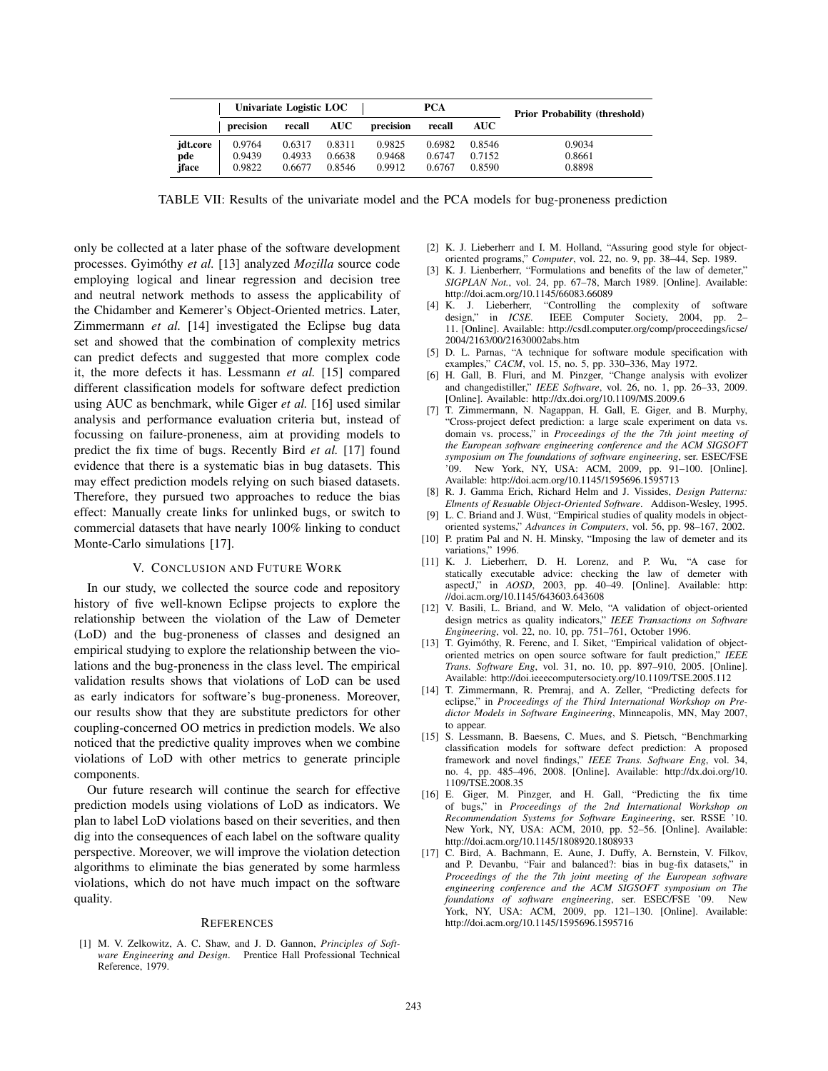| | Univariate Logistic LOC | | | PCA | | | Prior Probability (threshold) |
|---|---|---|---|---|---|---|---|
| | precision | recall | AUC | precision | recall | AUC | |
| **jdt.core** | 0.9764 | 0.6317 | 0.8311 | 0.9825 | 0.6982 | 0.8546 | 0.9034 |
| **pde** | 0.9439 | 0.4933 | 0.6638 | 0.9468 | 0.6747 | 0.7152 | 0.8661 |
| **jface** | 0.9822 | 0.6677 | 0.8546 | 0.9912 | 0.6767 | 0.8590 | 0.8898 |

TABLE VII: Results of the univariate model and the PCA models for bug-proneness prediction

only be collected at a later phase of the software development processes. Gyimóthy *et al.* [13] analyzed *Mozilla* source code employing logical and linear regression and decision tree and neutral network methods to assess the applicability of the Chidamber and Kemerer's Object-Oriented metrics. Later, Zimmermann *et al.* [14] investigated the Eclipse bug data set and showed that the combination of complexity metrics can predict defects and suggested that more complex code it, the more defects it has. Lessmann *et al.* [15] compared different classification models for software defect prediction using AUC as benchmark, while Giger *et al.* [16] used similar analysis and performance evaluation criteria but, instead of focussing on failure-proneness, aim at providing models to predict the fix time of bugs. Recently Bird *et al.* [17] found evidence that there is a systematic bias in bug datasets. This may effect prediction models relying on such biased datasets. Therefore, they pursued two approaches to reduce the bias effect: Manually create links for unlinked bugs, or switch to commercial datasets that have nearly 100% linking to conduct Monte-Carlo simulations [17].

## V. Conclusion and Future Work

In our study, we collected the source code and repository history of five well-known Eclipse projects to explore the relationship between the violation of the Law of Demeter (LoD) and the bug-proneness of classes and designed an empirical studying to explore the relationship between the violations and the bug-proneness in the class level. The empirical validation results shows that violations of LoD can be used as early indicators for software's bug-proneness. Moreover, our results show that they are substitute predictors for other coupling-concerned OO metrics in prediction models. We also noticed that the predictive quality improves when we combine violations of LoD with other metrics to generate principle components.

Our future research will continue the search for effective prediction models using violations of LoD as indicators. We plan to label LoD violations based on their severities, and then dig into the consequences of each label on the software quality perspective. Moreover, we will improve the violation detection algorithms to eliminate the bias generated by some harmless violations, which do not have much impact on the software quality.

## References

[1] M. V. Zelkowitz, A. C. Shaw, and J. D. Gannon, *Principles of Software Engineering and Design*. Prentice Hall Professional Technical Reference, 1979.

[2] K. J. Lieberherr and I. M. Holland, "Assuring good style for object-oriented programs," *Computer*, vol. 22, no. 9, pp. 38–44, Sep. 1989.

[3] K. J. Lienberherr, "Formulations and benefits of the law of demeter," *SIGPLAN Not.*, vol. 24, pp. 67–78, March 1989. [Online]. Available: http://doi.acm.org/10.1145/66083.66089

[4] K. J. Lieberherr, "Controlling the complexity of software design," in *ICSE*. IEEE Computer Society, 2004, pp. 2–11. [Online]. Available: http://csdl.computer.org/comp/proceedings/icse/2004/2163/00/21630002abs.htm

[5] D. L. Parnas, "A technique for software module specification with examples," *CACM*, vol. 15, no. 5, pp. 330–336, May 1972.

[6] H. Gall, B. Fluri, and M. Pinzger, "Change analysis with evolizer and changedistiller," *IEEE Software*, vol. 26, no. 1, pp. 26–33, 2009. [Online]. Available: http://dx.doi.org/10.1109/MS.2009.6

[7] T. Zimmermann, N. Nagappan, H. Gall, E. Giger, and B. Murphy, "Cross-project defect prediction: a large scale experiment on data vs. domain vs. process," in *Proceedings of the the 7th joint meeting of the European software engineering conference and the ACM SIGSOFT symposium on The foundations of software engineering*, ser. ESEC/FSE '09. New York, NY, USA: ACM, 2009, pp. 91–100. [Online]. Available: http://doi.acm.org/10.1145/1595696.1595713

[8] R. J. Gamma Erich, Richard Helm and J. Vissides, *Design Patterns: Elments of Resuable Object-Oriented Software*. Addison-Wesley, 1995.

[9] L. C. Briand and J. Wüst, "Empirical studies of quality models in object-oriented systems," *Advances in Computers*, vol. 56, pp. 98–167, 2002.

[10] P. pratim Pal and N. H. Minsky, "Imposing the law of demeter and its variations," 1996.

[11] K. J. Lieberherr, D. H. Lorenz, and P. Wu, "A case for statically executable advice: checking the law of demeter with aspectJ," in *AOSD*, 2003, pp. 40–49. [Online]. Available: http://doi.acm.org/10.1145/643603.643608

[12] V. Basili, L. Briand, and W. Melo, "A validation of object-oriented design metrics as quality indicators," *IEEE Transactions on Software Engineering*, vol. 22, no. 10, pp. 751–761, October 1996.

[13] T. Gyimóthy, R. Ferenc, and I. Siket, "Empirical validation of object-oriented metrics on open source software for fault prediction," *IEEE Trans. Software Eng*, vol. 31, no. 10, pp. 897–910, 2005. [Online]. Available: http://doi.ieeecomputersociety.org/10.1109/TSE.2005.112

[14] T. Zimmermann, R. Premraj, and A. Zeller, "Predicting defects for eclipse," in *Proceedings of the Third International Workshop on Predictor Models in Software Engineering*, Minneapolis, MN, May 2007, to appear.

[15] S. Lessmann, B. Baesens, C. Mues, and S. Pietsch, "Benchmarking classification models for software defect prediction: A proposed framework and novel findings," *IEEE Trans. Software Eng*, vol. 34, no. 4, pp. 485–496, 2008. [Online]. Available: http://dx.doi.org/10.1109/TSE.2008.35

[16] E. Giger, M. Pinzger, and H. Gall, "Predicting the fix time of bugs," in *Proceedings of the 2nd International Workshop on Recommendation Systems for Software Engineering*, ser. RSSE '10. New York, NY, USA: ACM, 2010, pp. 52–56. [Online]. Available: http://doi.acm.org/10.1145/1808920.1808933

[17] C. Bird, A. Bachmann, E. Aune, J. Duffy, A. Bernstein, V. Filkov, and P. Devanbu, "Fair and balanced?: bias in bug-fix datasets," in *Proceedings of the the 7th joint meeting of the European software engineering conference and the ACM SIGSOFT symposium on The foundations of software engineering*, ser. ESEC/FSE '09. New York, NY, USA: ACM, 2009, pp. 121–130. [Online]. Available: http://doi.acm.org/10.1145/1595696.1595716